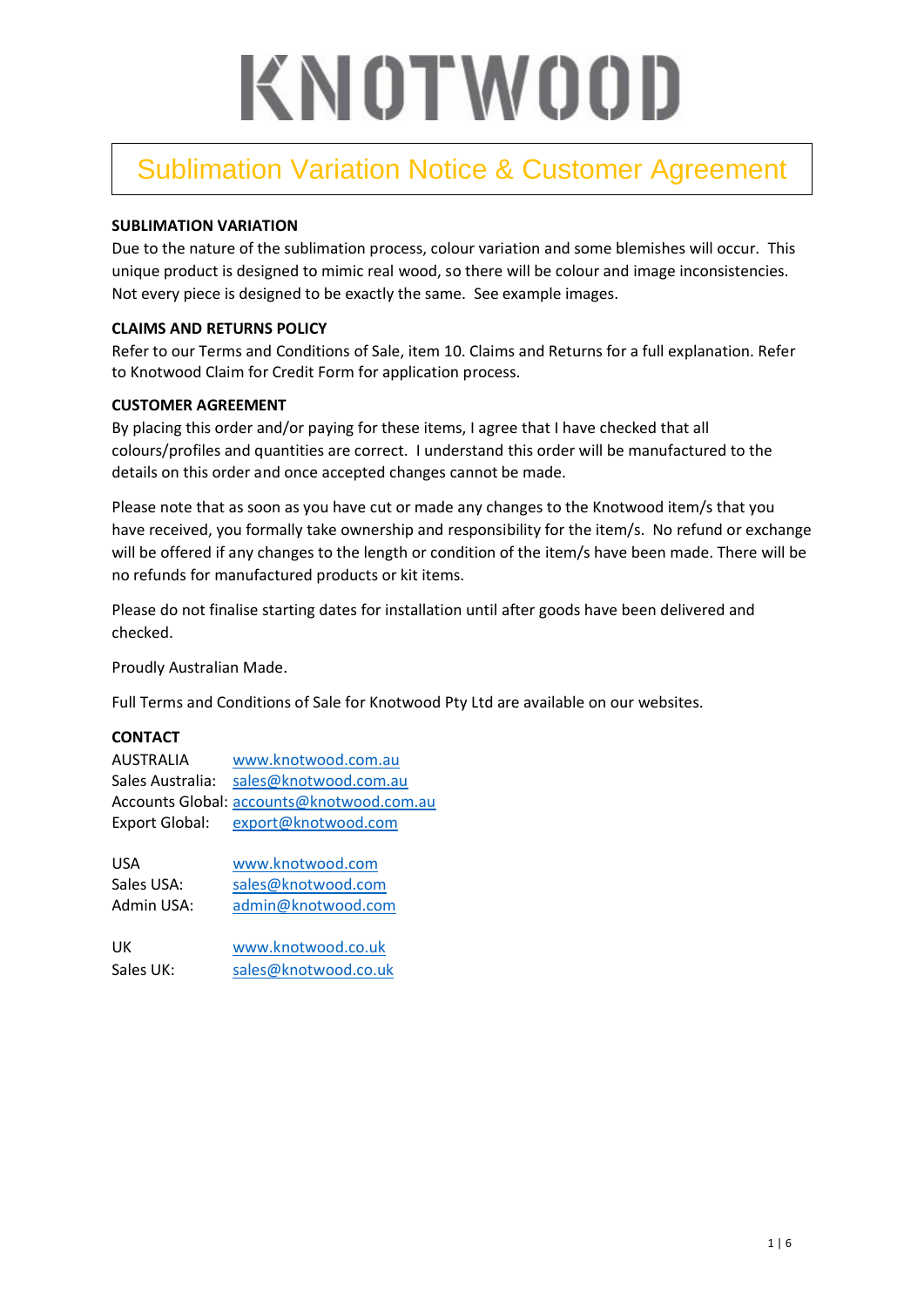# KNOTWOOD

## Sublimation Variation Notice & Customer Agreement

**SUBLIMATION VARIATION**

Due to the nature of the sublimation process, colour variation and some blemishes will occur. This unique product is designed to mimic real wood, so there will be colour and image inconsistencies. Not every piece is designed to be exactly the same. See example images.

**CLAIMS AND RETURNS POLICY**

Refer to our Terms and Conditions of Sale, item 10. Claims and Returns for a full explanation. Refer to Knotwood Claim for Credit Form for application process.

**CUSTOMER AGREEMENT**

By placing this order and/or paying for these items, I agree that I have checked that all colours/profiles and quantities are correct. I understand this order will be manufactured to the details on this order and once accepted changes cannot be made.

Please note that as soon as you have cut or made any changes to the Knotwood item/s that you have received, you formally take ownership and responsibility for the item/s. No refund or exchange will be offered if any changes to the length or condition of the item/s have been made. There will be no refunds for manufactured products or kit items.

Please do not finalise starting dates for installation until after goods have been delivered and checked.

Proudly Australian Made.

Full Terms and Conditions of Sale for Knotwood Pty Ltd are available on our websites.

**CONTACT**

AUSTRALIA www.knotwood.com.au
Sales Australia: sales@knotwood.com.au
Accounts Global: accounts@knotwood.com.au
Export Global: export@knotwood.com

USA www.knotwood.com
Sales USA: sales@knotwood.com
Admin USA: admin@knotwood.com

UK www.knotwood.co.uk
Sales UK: sales@knotwood.co.uk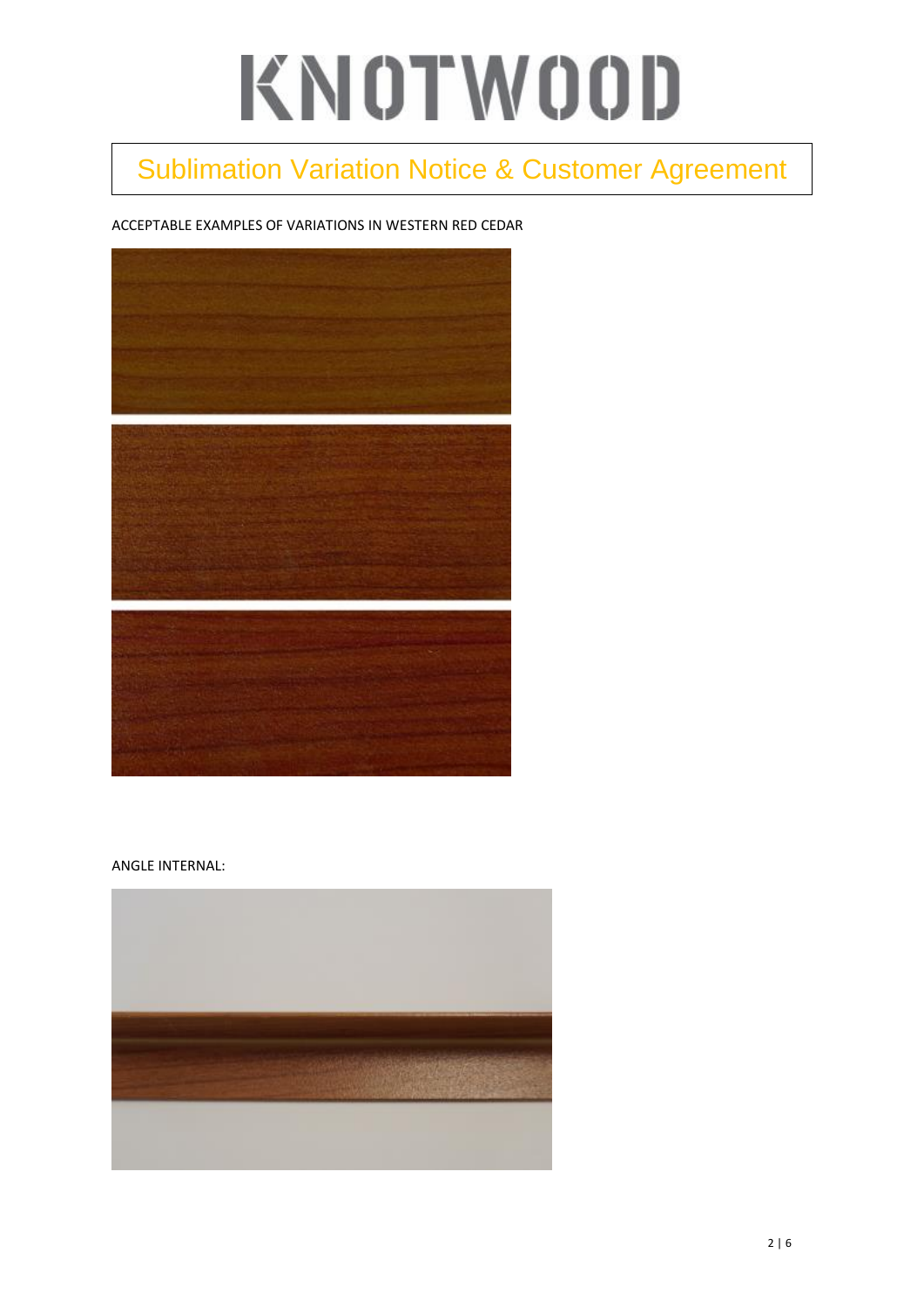# KNOTWOOD

## Sublimation Variation Notice & Customer Agreement

ACCEPTABLE EXAMPLES OF VARIATIONS IN WESTERN RED CEDAR

ANGLE INTERNAL: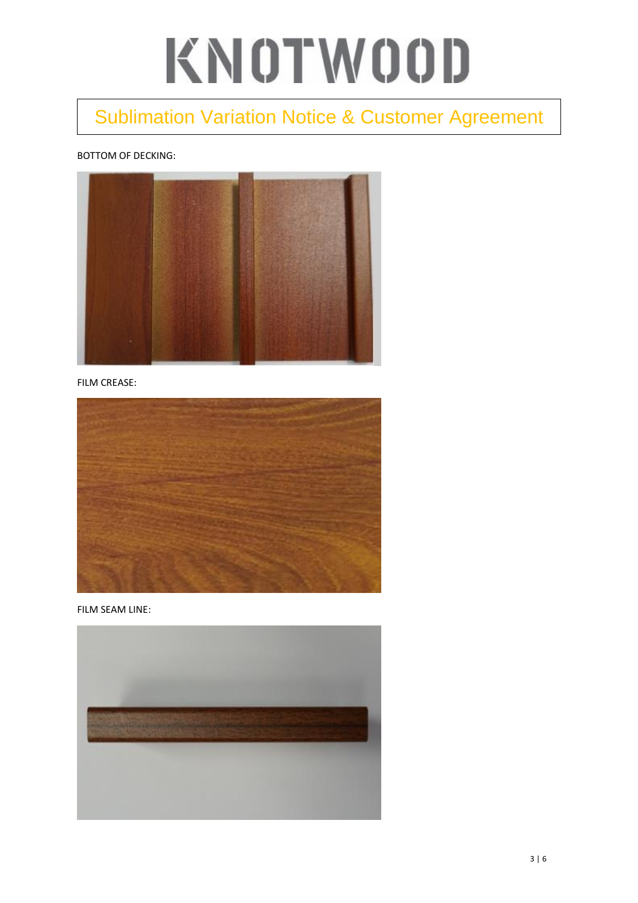# KNOTWOOD

## Sublimation Variation Notice & Customer Agreement

BOTTOM OF DECKING:

FILM CREASE:

FILM SEAM LINE: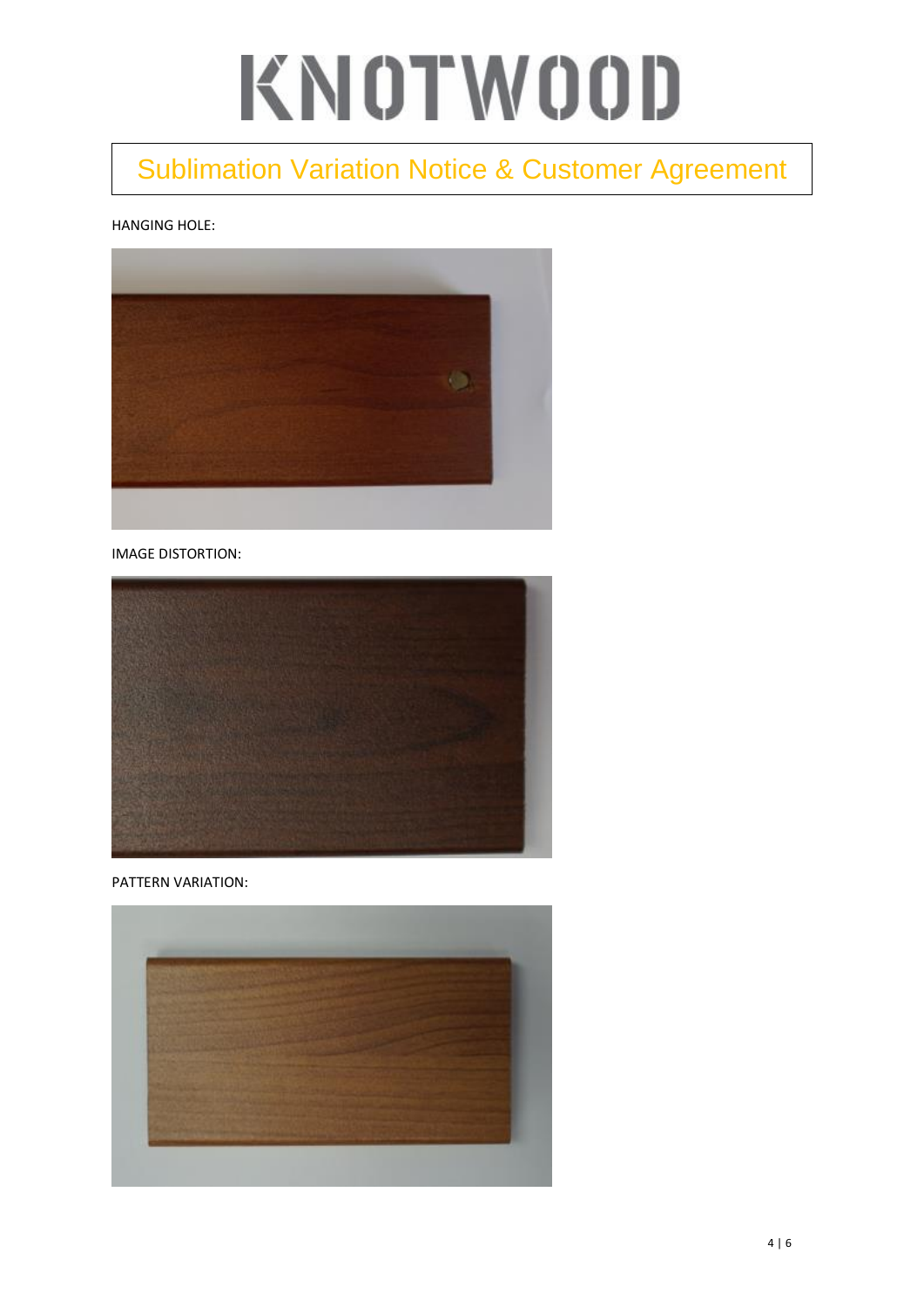# KNOTWOOD

## Sublimation Variation Notice & Customer Agreement

HANGING HOLE:

IMAGE DISTORTION:

PATTERN VARIATION: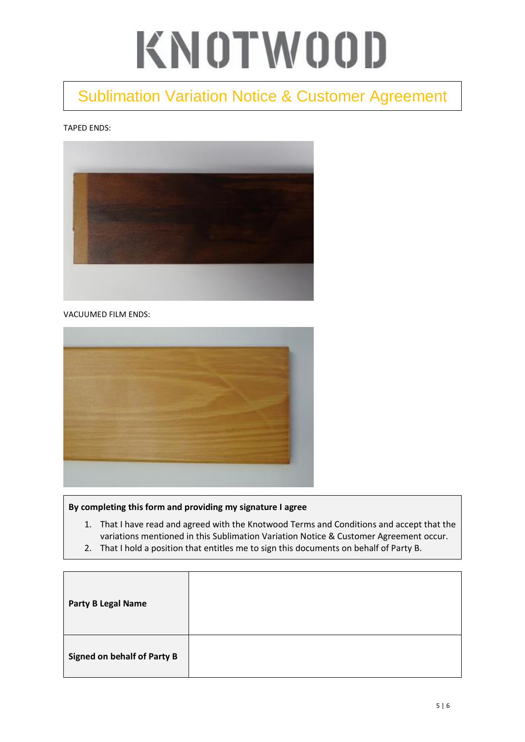# KNOTWOOD

## Sublimation Variation Notice & Customer Agreement

TAPED ENDS:

VACUUMED FILM ENDS:

**By completing this form and providing my signature I agree**

1. That I have read and agreed with the Knotwood Terms and Conditions and accept that the variations mentioned in this Sublimation Variation Notice & Customer Agreement occur.
2. That I hold a position that entitles me to sign this documents on behalf of Party B.

| | |
|---|---|
| **Party B Legal Name** | |
| **Signed on behalf of Party B** | |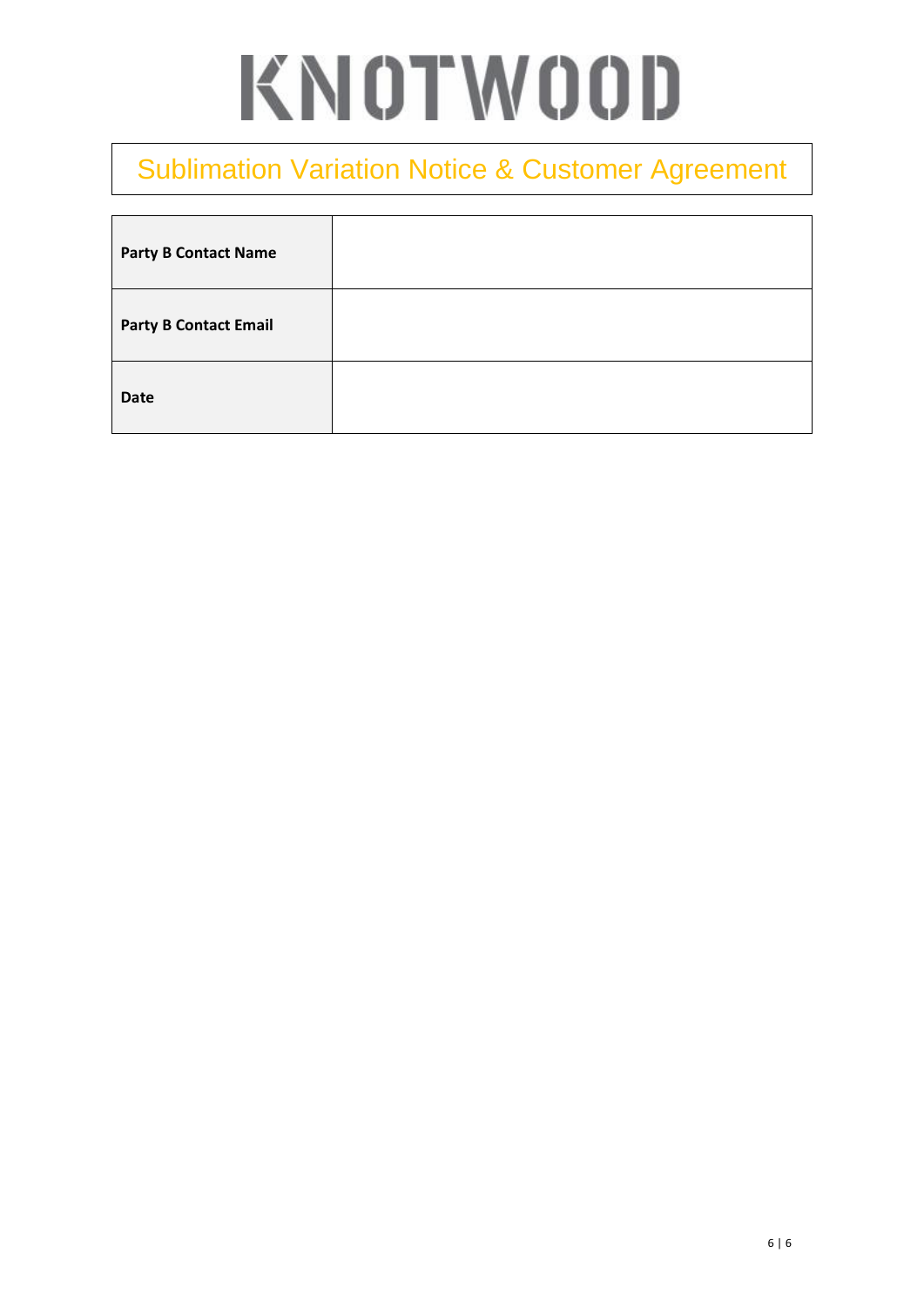# KNOTWOOD

## Sublimation Variation Notice & Customer Agreement

| | |
|---|---|
| **Party B Contact Name** | |
| **Party B Contact Email** | |
| **Date** | |